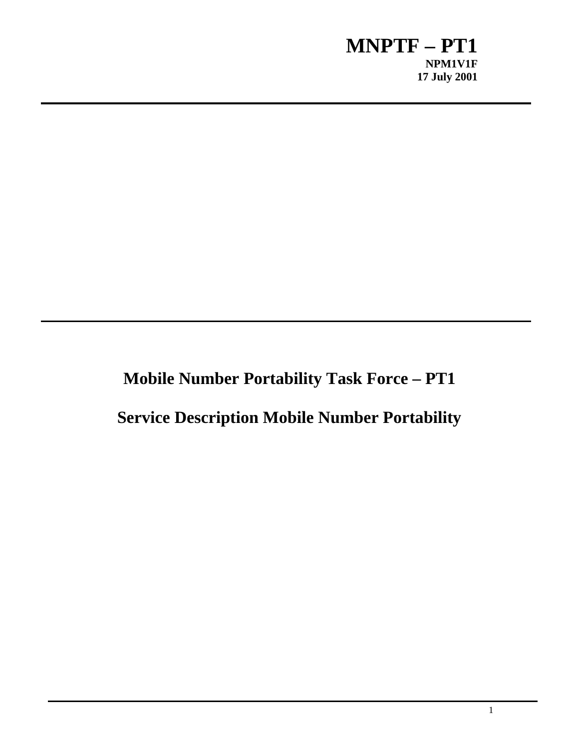**MNPTF – PT1**

**NPM1V1F**

**17 July 2001**

# Mobile Number Portability Task Force – PT1

# Service Description Mobile Number Portability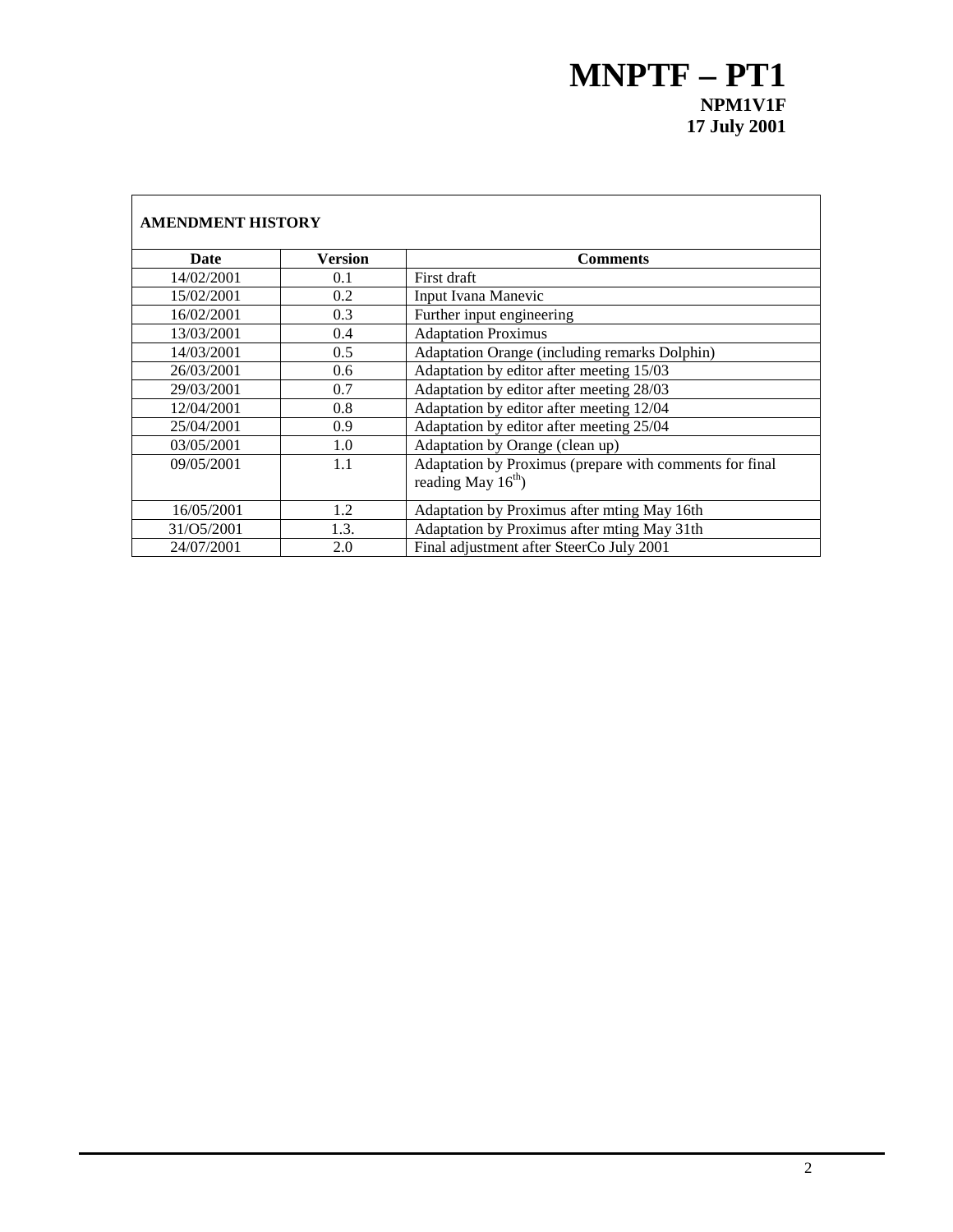# MNPTF – PT1

**NPM1V1F**

**17 July 2001**

| **AMENDMENT HISTORY** | | |
|---|---|---|
| **Date** | **Version** | **Comments** |
| 14/02/2001 | 0.1 | First draft |
| 15/02/2001 | 0.2 | Input Ivana Manevic |
| 16/02/2001 | 0.3 | Further input engineering |
| 13/03/2001 | 0.4 | Adaptation Proximus |
| 14/03/2001 | 0.5 | Adaptation Orange (including remarks Dolphin) |
| 26/03/2001 | 0.6 | Adaptation by editor after meeting 15/03 |
| 29/03/2001 | 0.7 | Adaptation by editor after meeting 28/03 |
| 12/04/2001 | 0.8 | Adaptation by editor after meeting 12/04 |
| 25/04/2001 | 0.9 | Adaptation by editor after meeting 25/04 |
| 03/05/2001 | 1.0 | Adaptation by Orange (clean up) |
| 09/05/2001 | 1.1 | Adaptation by Proximus (prepare with comments for final reading May 16th) |
| 16/05/2001 | 1.2 | Adaptation by Proximus after mting May 16th |
| 31/O5/2001 | 1.3. | Adaptation by Proximus after mting May 31th |
| 24/07/2001 | 2.0 | Final adjustment after SteerCo July 2001 |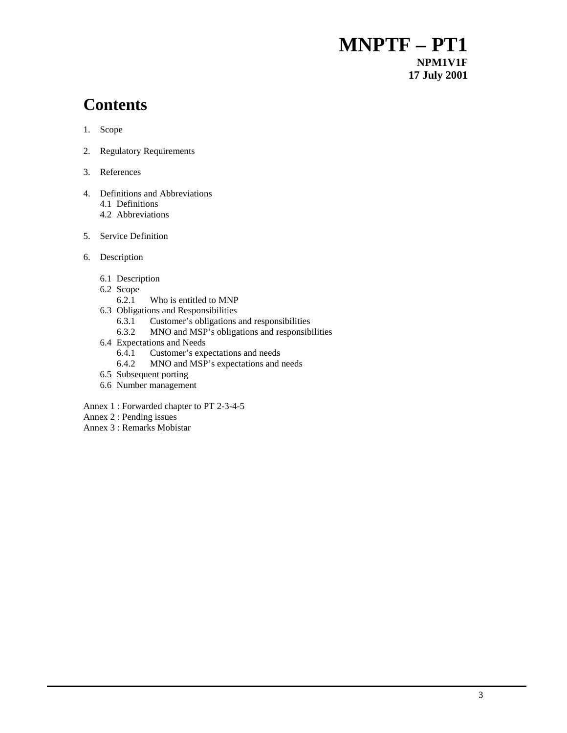# MNPTF – PT1

**NPM1V1F**
**17 July 2001**

# Contents

1. Scope

2. Regulatory Requirements

3. References

4. Definitions and Abbreviations
   - 4.1 Definitions
   - 4.2 Abbreviations

5. Service Definition

6. Description

   - 6.1 Description
   - 6.2 Scope
     - 6.2.1 Who is entitled to MNP
   - 6.3 Obligations and Responsibilities
     - 6.3.1 Customer's obligations and responsibilities
     - 6.3.2 MNO and MSP's obligations and responsibilities
   - 6.4 Expectations and Needs
     - 6.4.1 Customer's expectations and needs
     - 6.4.2 MNO and MSP's expectations and needs
   - 6.5 Subsequent porting
   - 6.6 Number management

Annex 1 : Forwarded chapter to PT 2-3-4-5
Annex 2 : Pending issues
Annex 3 : Remarks Mobistar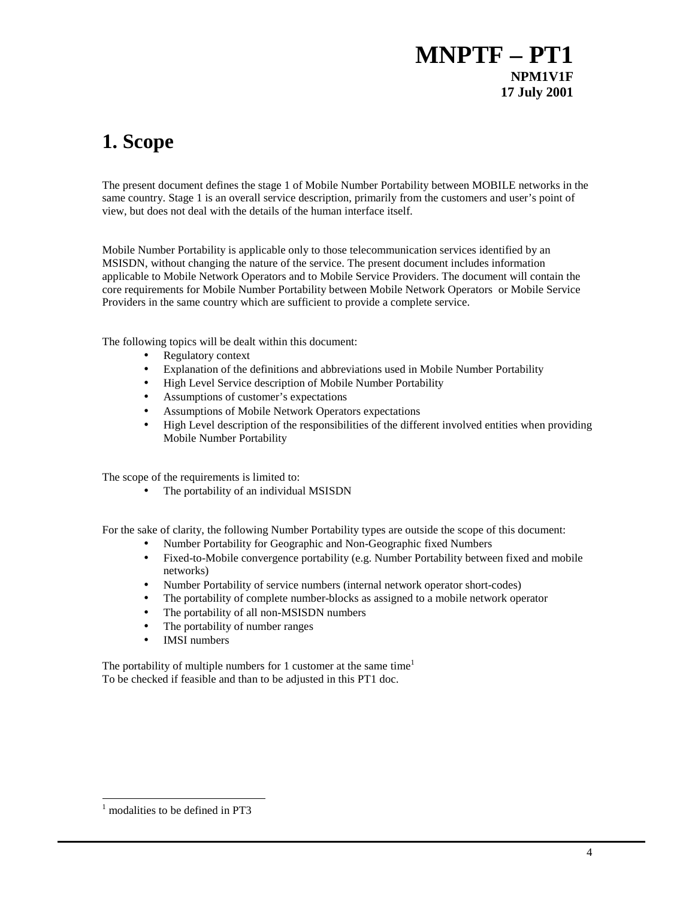# 1. Scope

The present document defines the stage 1 of Mobile Number Portability between MOBILE networks in the same country. Stage 1 is an overall service description, primarily from the customers and user's point of view, but does not deal with the details of the human interface itself.

Mobile Number Portability is applicable only to those telecommunication services identified by an MSISDN, without changing the nature of the service. The present document includes information applicable to Mobile Network Operators and to Mobile Service Providers. The document will contain the core requirements for Mobile Number Portability between Mobile Network Operators or Mobile Service Providers in the same country which are sufficient to provide a complete service.

The following topics will be dealt within this document:

- Regulatory context
- Explanation of the definitions and abbreviations used in Mobile Number Portability
- High Level Service description of Mobile Number Portability
- Assumptions of customer's expectations
- Assumptions of Mobile Network Operators expectations
- High Level description of the responsibilities of the different involved entities when providing Mobile Number Portability

The scope of the requirements is limited to:

- The portability of an individual MSISDN

For the sake of clarity, the following Number Portability types are outside the scope of this document:

- Number Portability for Geographic and Non-Geographic fixed Numbers
- Fixed-to-Mobile convergence portability (e.g. Number Portability between fixed and mobile networks)
- Number Portability of service numbers (internal network operator short-codes)
- The portability of complete number-blocks as assigned to a mobile network operator
- The portability of all non-MSISDN numbers
- The portability of number ranges
- IMSI numbers

The portability of multiple numbers for 1 customer at the same time[1]
To be checked if feasible and than to be adjusted in this PT1 doc.

[1] modalities to be defined in PT3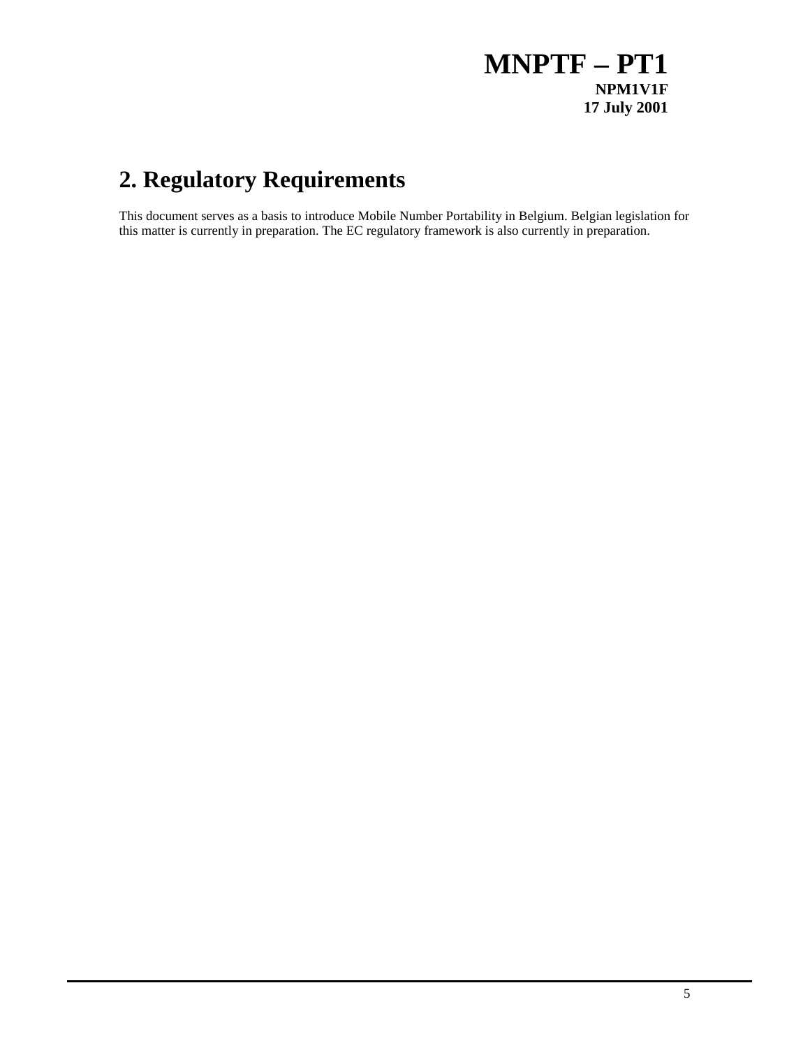## 2. Regulatory Requirements

This document serves as a basis to introduce Mobile Number Portability in Belgium. Belgian legislation for this matter is currently in preparation. The EC regulatory framework is also currently in preparation.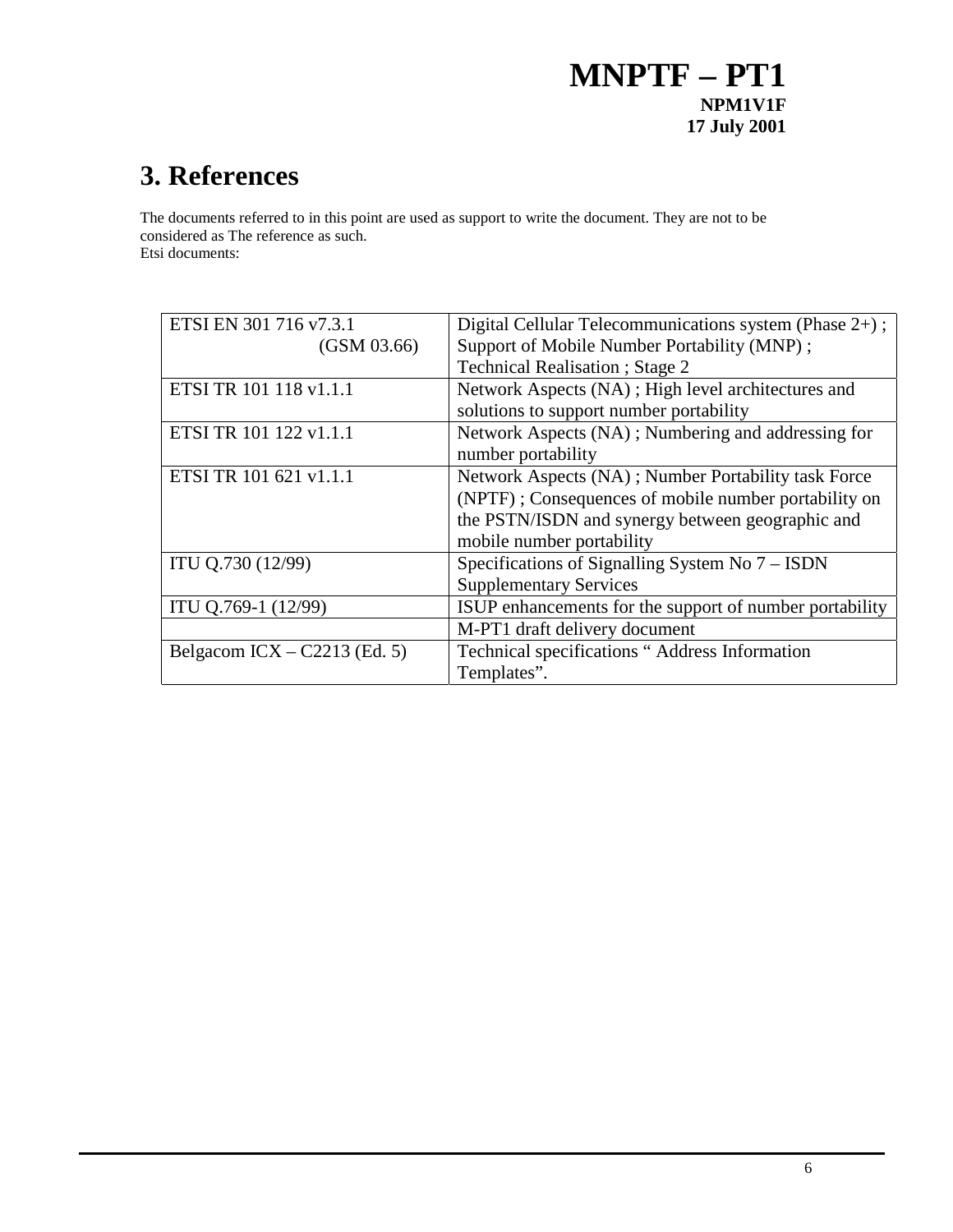# 3. References

The documents referred to in this point are used as support to write the document. They are not to be considered as The reference as such.
Etsi documents:

| | |
|---|---|
| ETSI EN 301 716 v7.3.1 (GSM 03.66) | Digital Cellular Telecommunications system (Phase 2+) ; Support of Mobile Number Portability (MNP) ; Technical Realisation ; Stage 2 |
| ETSI TR 101 118 v1.1.1 | Network Aspects (NA) ; High level architectures and solutions to support number portability |
| ETSI TR 101 122 v1.1.1 | Network Aspects (NA) ; Numbering and addressing for number portability |
| ETSI TR 101 621 v1.1.1 | Network Aspects (NA) ; Number Portability task Force (NPTF) ; Consequences of mobile number portability on the PSTN/ISDN and synergy between geographic and mobile number portability |
| ITU Q.730 (12/99) | Specifications of Signalling System No 7 – ISDN Supplementary Services |
| ITU Q.769-1 (12/99) | ISUP enhancements for the support of number portability |
| | M-PT1 draft delivery document |
| Belgacom ICX – C2213 (Ed. 5) | Technical specifications “ Address Information Templates”. |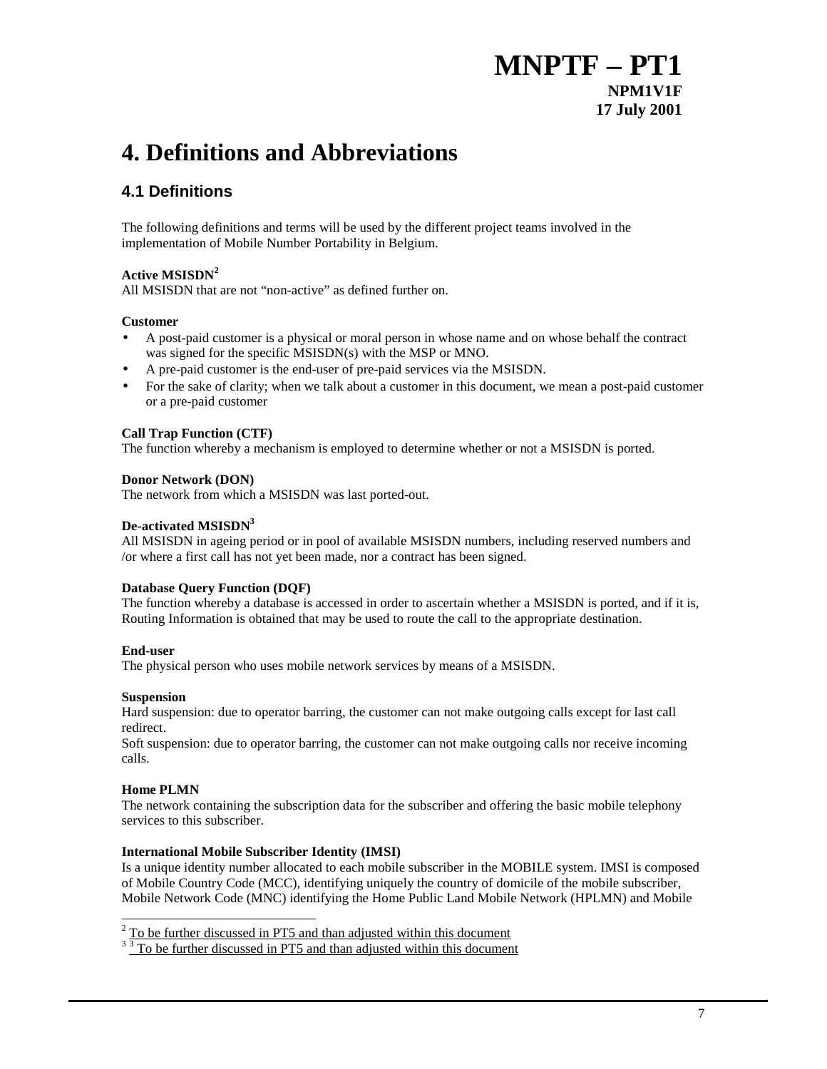# 4. Definitions and Abbreviations

## 4.1 Definitions

The following definitions and terms will be used by the different project teams involved in the implementation of Mobile Number Portability in Belgium.

**Active MSISDN**[2]

All MSISDN that are not "non-active" as defined further on.

**Customer**

- A post-paid customer is a physical or moral person in whose name and on whose behalf the contract was signed for the specific MSISDN(s) with the MSP or MNO.
- A pre-paid customer is the end-user of pre-paid services via the MSISDN.
- For the sake of clarity; when we talk about a customer in this document, we mean a post-paid customer or a pre-paid customer

**Call Trap Function (CTF)**

The function whereby a mechanism is employed to determine whether or not a MSISDN is ported.

**Donor Network (DON)**

The network from which a MSISDN was last ported-out.

**De-activated MSISDN**[3]

All MSISDN in ageing period or in pool of available MSISDN numbers, including reserved numbers and /or where a first call has not yet been made, nor a contract has been signed.

**Database Query Function (DQF)**

The function whereby a database is accessed in order to ascertain whether a MSISDN is ported, and if it is, Routing Information is obtained that may be used to route the call to the appropriate destination.

**End-user**

The physical person who uses mobile network services by means of a MSISDN.

**Suspension**

Hard suspension: due to operator barring, the customer can not make outgoing calls except for last call redirect.

Soft suspension: due to operator barring, the customer can not make outgoing calls nor receive incoming calls.

**Home PLMN**

The network containing the subscription data for the subscriber and offering the basic mobile telephony services to this subscriber.

**International Mobile Subscriber Identity (IMSI)**

Is a unique identity number allocated to each mobile subscriber in the MOBILE system. IMSI is composed of Mobile Country Code (MCC), identifying uniquely the country of domicile of the mobile subscriber, Mobile Network Code (MNC) identifying the Home Public Land Mobile Network (HPLMN) and Mobile

---

[2] To be further discussed in PT5 and than adjusted within this document

[3] [3] To be further discussed in PT5 and than adjusted within this document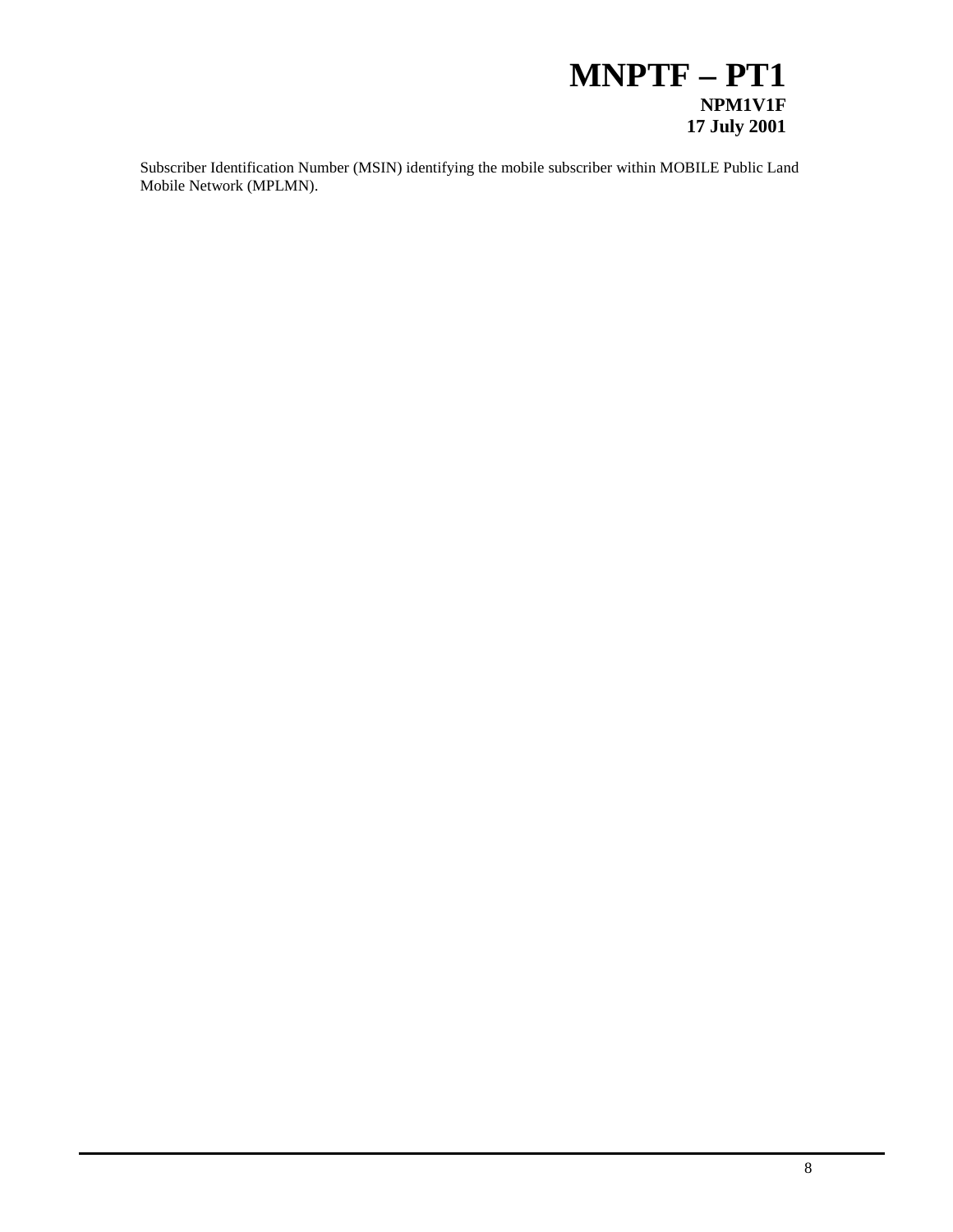Subscriber Identification Number (MSIN) identifying the mobile subscriber within MOBILE Public Land Mobile Network (MPLMN).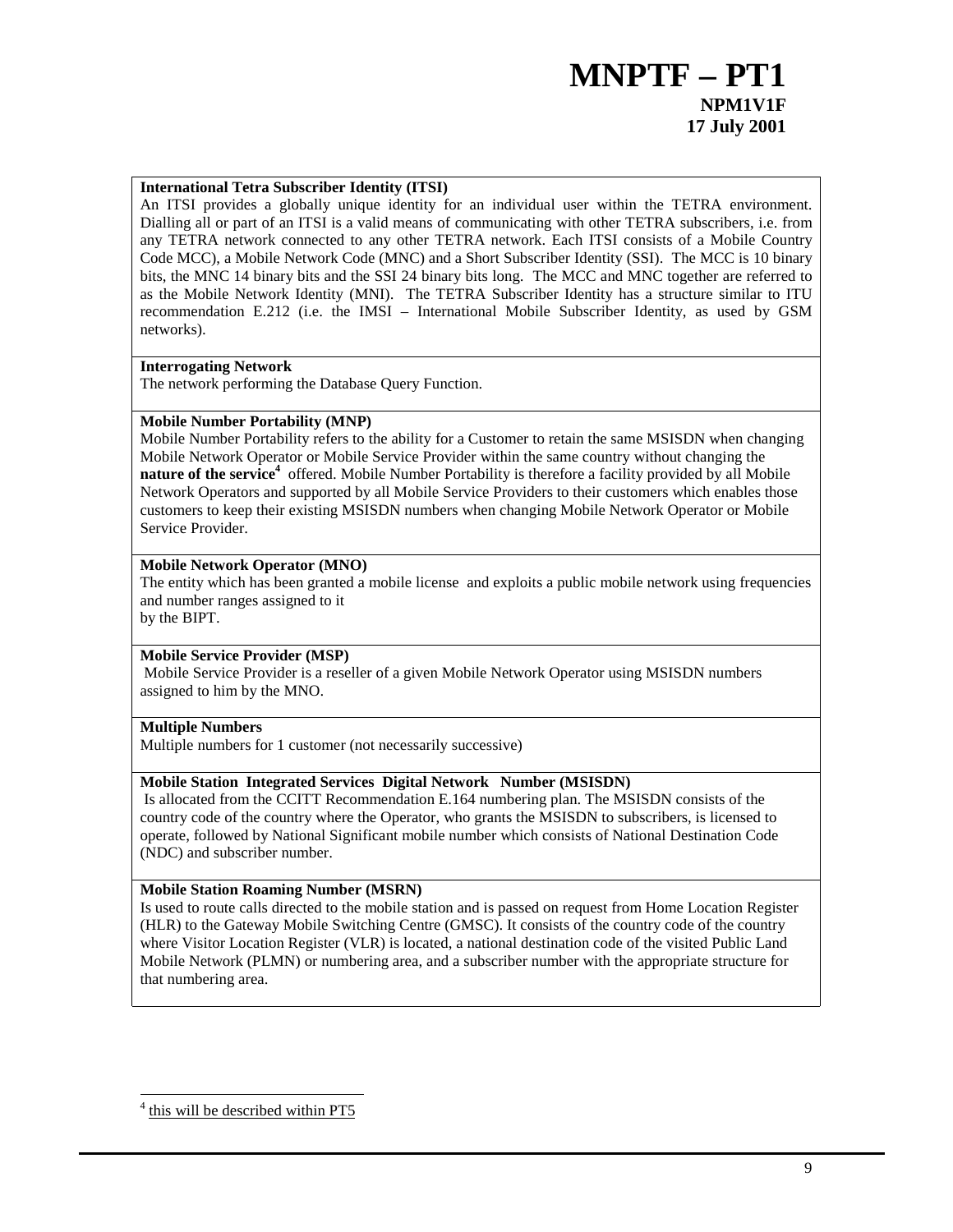**International Tetra Subscriber Identity (ITSI)**

An ITSI provides a globally unique identity for an individual user within the TETRA environment. Dialling all or part of an ITSI is a valid means of communicating with other TETRA subscribers, i.e. from any TETRA network connected to any other TETRA network. Each ITSI consists of a Mobile Country Code MCC), a Mobile Network Code (MNC) and a Short Subscriber Identity (SSI). The MCC is 10 binary bits, the MNC 14 binary bits and the SSI 24 binary bits long. The MCC and MNC together are referred to as the Mobile Network Identity (MNI). The TETRA Subscriber Identity has a structure similar to ITU recommendation E.212 (i.e. the IMSI – International Mobile Subscriber Identity, as used by GSM networks).

**Interrogating Network**

The network performing the Database Query Function.

**Mobile Number Portability (MNP)**

Mobile Number Portability refers to the ability for a Customer to retain the same MSISDN when changing Mobile Network Operator or Mobile Service Provider within the same country without changing the **nature of the service**[4] offered. Mobile Number Portability is therefore a facility provided by all Mobile Network Operators and supported by all Mobile Service Providers to their customers which enables those customers to keep their existing MSISDN numbers when changing Mobile Network Operator or Mobile Service Provider.

**Mobile Network Operator (MNO)**

The entity which has been granted a mobile license and exploits a public mobile network using frequencies and number ranges assigned to it
by the BIPT.

**Mobile Service Provider (MSP)**

Mobile Service Provider is a reseller of a given Mobile Network Operator using MSISDN numbers assigned to him by the MNO.

**Multiple Numbers**

Multiple numbers for 1 customer (not necessarily successive)

**Mobile Station Integrated Services Digital Network Number (MSISDN)**

Is allocated from the CCITT Recommendation E.164 numbering plan. The MSISDN consists of the country code of the country where the Operator, who grants the MSISDN to subscribers, is licensed to operate, followed by National Significant mobile number which consists of National Destination Code (NDC) and subscriber number.

**Mobile Station Roaming Number (MSRN)**

Is used to route calls directed to the mobile station and is passed on request from Home Location Register (HLR) to the Gateway Mobile Switching Centre (GMSC). It consists of the country code of the country where Visitor Location Register (VLR) is located, a national destination code of the visited Public Land Mobile Network (PLMN) or numbering area, and a subscriber number with the appropriate structure for that numbering area.

[4] this will be described within PT5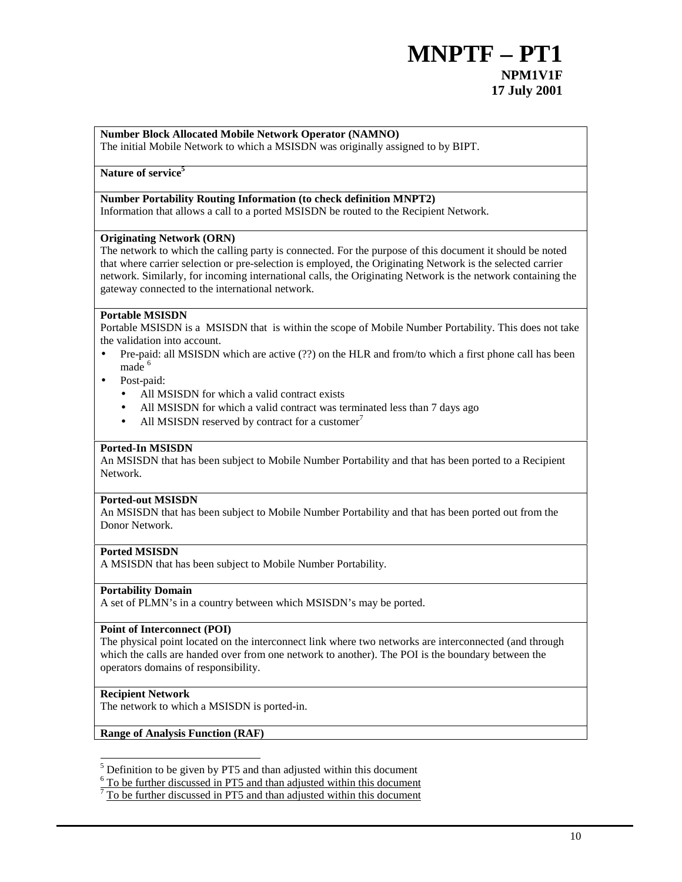**Number Block Allocated Mobile Network Operator (NAMNO)**
The initial Mobile Network to which a MSISDN was originally assigned to by BIPT.

**Nature of service**[5]

**Number Portability Routing Information (to check definition MNPT2)**
Information that allows a call to a ported MSISDN be routed to the Recipient Network.

**Originating Network (ORN)**
The network to which the calling party is connected. For the purpose of this document it should be noted that where carrier selection or pre-selection is employed, the Originating Network is the selected carrier network. Similarly, for incoming international calls, the Originating Network is the network containing the gateway connected to the international network.

**Portable MSISDN**
Portable MSISDN is a MSISDN that is within the scope of Mobile Number Portability. This does not take the validation into account.

- Pre-paid: all MSISDN which are active (??) on the HLR and from/to which a first phone call has been made [6]
- Post-paid:
  - All MSISDN for which a valid contract exists
  - All MSISDN for which a valid contract was terminated less than 7 days ago
  - All MSISDN reserved by contract for a customer[7]

**Ported-In MSISDN**
An MSISDN that has been subject to Mobile Number Portability and that has been ported to a Recipient Network.

**Ported-out MSISDN**
An MSISDN that has been subject to Mobile Number Portability and that has been ported out from the Donor Network.

**Ported MSISDN**
A MSISDN that has been subject to Mobile Number Portability.

**Portability Domain**
A set of PLMN's in a country between which MSISDN's may be ported.

**Point of Interconnect (POI)**
The physical point located on the interconnect link where two networks are interconnected (and through which the calls are handed over from one network to another). The POI is the boundary between the operators domains of responsibility.

**Recipient Network**
The network to which a MSISDN is ported-in.

**Range of Analysis Function (RAF)**

---

[5] Definition to be given by PT5 and than adjusted within this document

[6] To be further discussed in PT5 and than adjusted within this document

[7] To be further discussed in PT5 and than adjusted within this document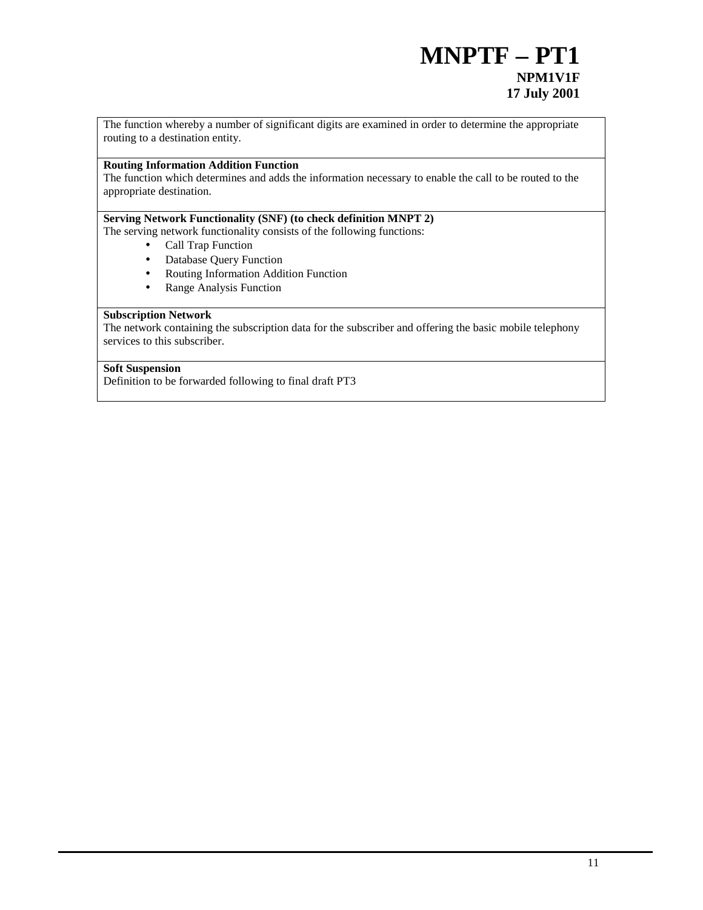The function whereby a number of significant digits are examined in order to determine the appropriate routing to a destination entity.

**Routing Information Addition Function**
The function which determines and adds the information necessary to enable the call to be routed to the appropriate destination.

**Serving Network Functionality (SNF) (to check definition MNPT 2)**
The serving network functionality consists of the following functions:

- Call Trap Function
- Database Query Function
- Routing Information Addition Function
- Range Analysis Function

**Subscription Network**
The network containing the subscription data for the subscriber and offering the basic mobile telephony services to this subscriber.

**Soft Suspension**
Definition to be forwarded following to final draft PT3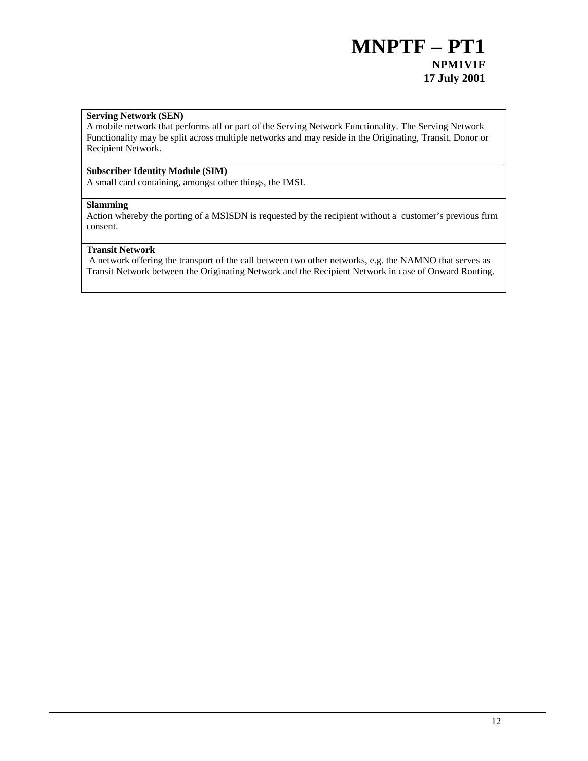**Serving Network (SEN)**
A mobile network that performs all or part of the Serving Network Functionality. The Serving Network Functionality may be split across multiple networks and may reside in the Originating, Transit, Donor or Recipient Network.

**Subscriber Identity Module (SIM)**
A small card containing, amongst other things, the IMSI.

**Slamming**
Action whereby the porting of a MSISDN is requested by the recipient without a customer's previous firm consent.

**Transit Network**
A network offering the transport of the call between two other networks, e.g. the NAMNO that serves as Transit Network between the Originating Network and the Recipient Network in case of Onward Routing.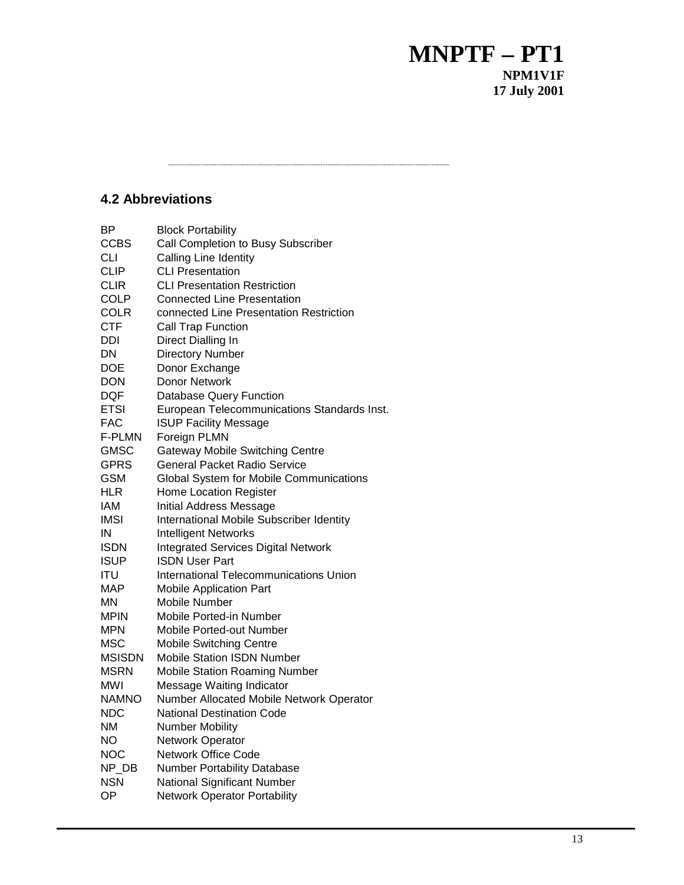## 4.2 Abbreviations

| | |
|---|---|
| BP | Block Portability |
| CCBS | Call Completion to Busy Subscriber |
| CLI | Calling Line Identity |
| CLIP | CLI Presentation |
| CLIR | CLI Presentation Restriction |
| COLP | Connected Line Presentation |
| COLR | connected Line Presentation Restriction |
| CTF | Call Trap Function |
| DDI | Direct Dialling In |
| DN | Directory Number |
| DOE | Donor Exchange |
| DON | Donor Network |
| DQF | Database Query Function |
| ETSI | European Telecommunications Standards Inst. |
| FAC | ISUP Facility Message |
| F-PLMN | Foreign PLMN |
| GMSC | Gateway Mobile Switching Centre |
| GPRS | General Packet Radio Service |
| GSM | Global System for Mobile Communications |
| HLR | Home Location Register |
| IAM | Initial Address Message |
| IMSI | International Mobile Subscriber Identity |
| IN | Intelligent Networks |
| ISDN | Integrated Services Digital Network |
| ISUP | ISDN User Part |
| ITU | International Telecommunications Union |
| MAP | Mobile Application Part |
| MN | Mobile Number |
| MPIN | Mobile Ported-in Number |
| MPN | Mobile Ported-out Number |
| MSC | Mobile Switching Centre |
| MSISDN | Mobile Station ISDN Number |
| MSRN | Mobile Station Roaming Number |
| MWI | Message Waiting Indicator |
| NAMNO | Number Allocated Mobile Network Operator |
| NDC | National Destination Code |
| NM | Number Mobility |
| NO | Network Operator |
| NOC | Network Office Code |
| NP_DB | Number Portability Database |
| NSN | National Significant Number |
| OP | Network Operator Portability |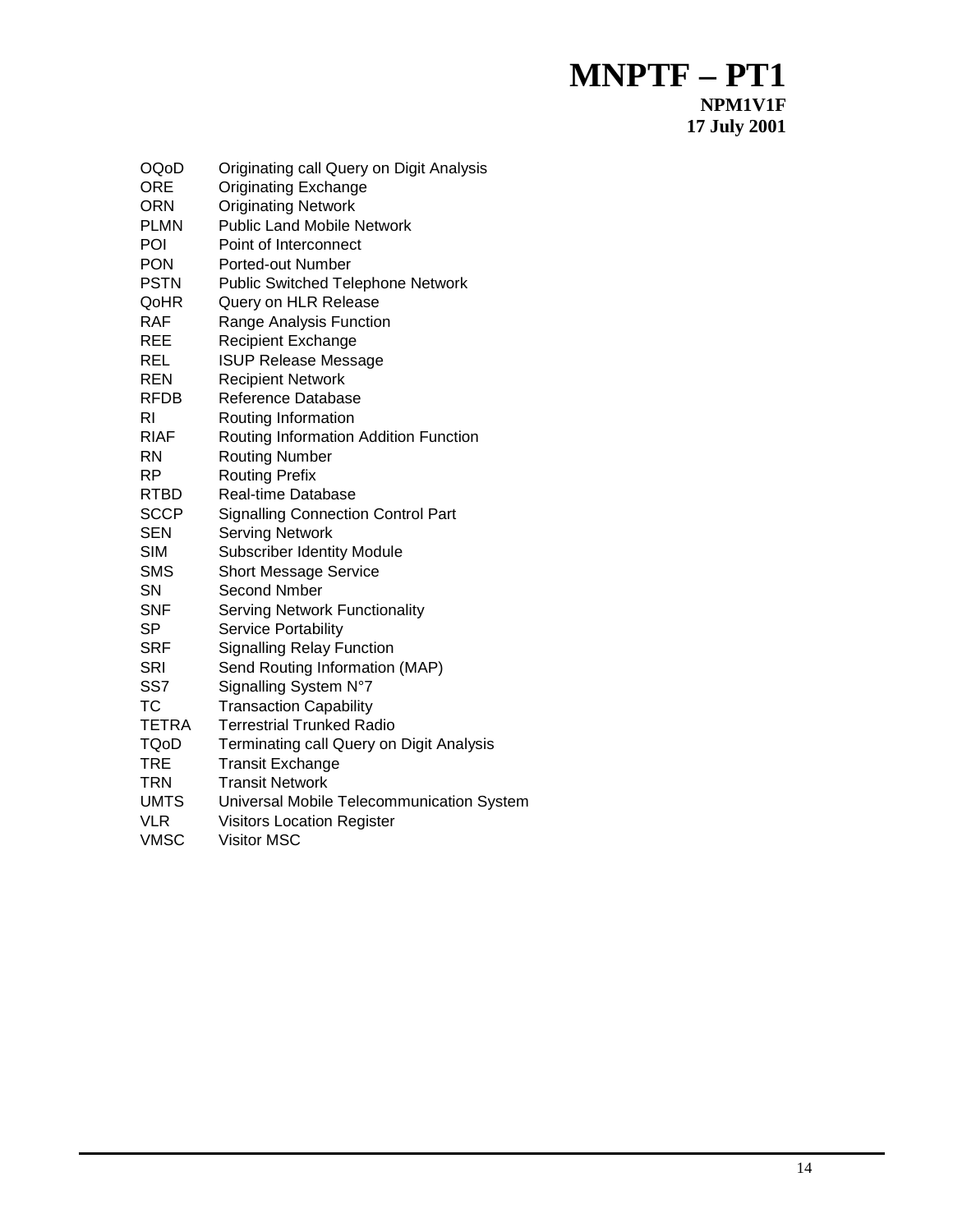| | |
|---|---|
| OQoD | Originating call Query on Digit Analysis |
| ORE | Originating Exchange |
| ORN | Originating Network |
| PLMN | Public Land Mobile Network |
| POI | Point of Interconnect |
| PON | Ported-out Number |
| PSTN | Public Switched Telephone Network |
| QoHR | Query on HLR Release |
| RAF | Range Analysis Function |
| REE | Recipient Exchange |
| REL | ISUP Release Message |
| REN | Recipient Network |
| RFDB | Reference Database |
| RI | Routing Information |
| RIAF | Routing Information Addition Function |
| RN | Routing Number |
| RP | Routing Prefix |
| RTBD | Real-time Database |
| SCCP | Signalling Connection Control Part |
| SEN | Serving Network |
| SIM | Subscriber Identity Module |
| SMS | Short Message Service |
| SN | Second Nmber |
| SNF | Serving Network Functionality |
| SP | Service Portability |
| SRF | Signalling Relay Function |
| SRI | Send Routing Information (MAP) |
| SS7 | Signalling System N°7 |
| TC | Transaction Capability |
| TETRA | Terrestrial Trunked Radio |
| TQoD | Terminating call Query on Digit Analysis |
| TRE | Transit Exchange |
| TRN | Transit Network |
| UMTS | Universal Mobile Telecommunication System |
| VLR | Visitors Location Register |
| VMSC | Visitor MSC |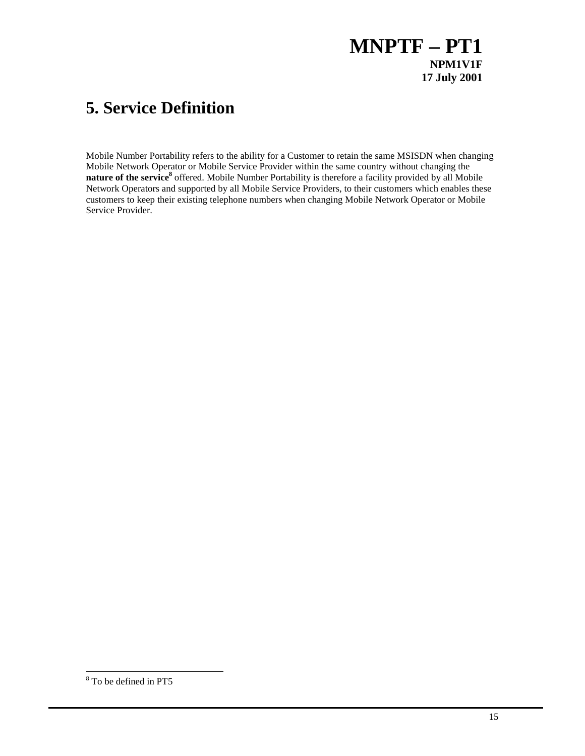# 5. Service Definition

Mobile Number Portability refers to the ability for a Customer to retain the same MSISDN when changing Mobile Network Operator or Mobile Service Provider within the same country without changing the **nature of the service**[8] offered. Mobile Number Portability is therefore a facility provided by all Mobile Network Operators and supported by all Mobile Service Providers, to their customers which enables these customers to keep their existing telephone numbers when changing Mobile Network Operator or Mobile Service Provider.

---

[8] To be defined in PT5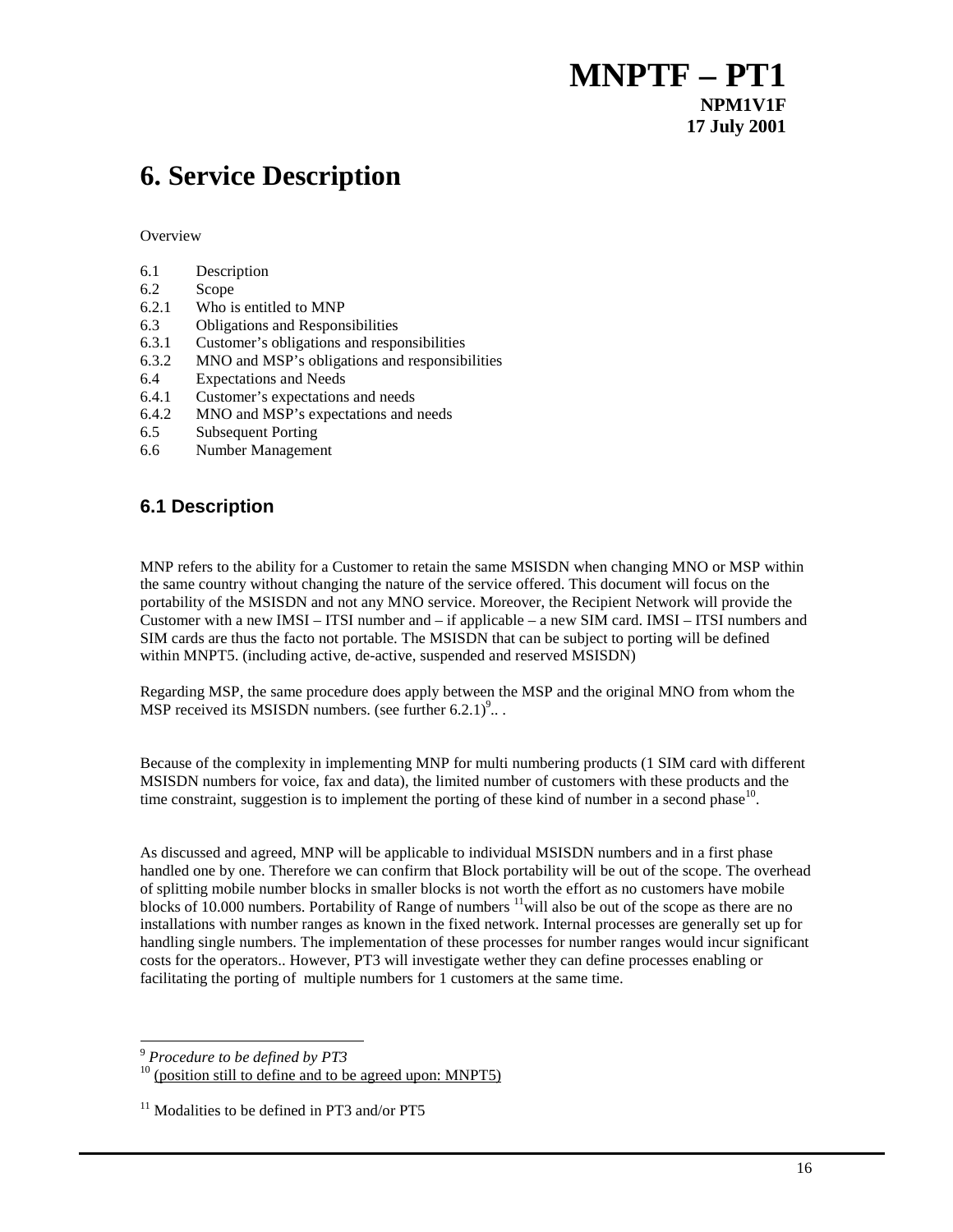# 6. Service Description

Overview

- 6.1 Description
- 6.2 Scope
- 6.2.1 Who is entitled to MNP
- 6.3 Obligations and Responsibilities
- 6.3.1 Customer's obligations and responsibilities
- 6.3.2 MNO and MSP's obligations and responsibilities
- 6.4 Expectations and Needs
- 6.4.1 Customer's expectations and needs
- 6.4.2 MNO and MSP's expectations and needs
- 6.5 Subsequent Porting
- 6.6 Number Management

## 6.1 Description

MNP refers to the ability for a Customer to retain the same MSISDN when changing MNO or MSP within the same country without changing the nature of the service offered. This document will focus on the portability of the MSISDN and not any MNO service. Moreover, the Recipient Network will provide the Customer with a new IMSI – ITSI number and – if applicable – a new SIM card. IMSI – ITSI numbers and SIM cards are thus the facto not portable. The MSISDN that can be subject to porting will be defined within MNPT5. (including active, de-active, suspended and reserved MSISDN)

Regarding MSP, the same procedure does apply between the MSP and the original MNO from whom the MSP received its MSISDN numbers. (see further 6.2.1)[9].. .

Because of the complexity in implementing MNP for multi numbering products (1 SIM card with different MSISDN numbers for voice, fax and data), the limited number of customers with these products and the time constraint, suggestion is to implement the porting of these kind of number in a second phase[10].

As discussed and agreed, MNP will be applicable to individual MSISDN numbers and in a first phase handled one by one. Therefore we can confirm that Block portability will be out of the scope. The overhead of splitting mobile number blocks in smaller blocks is not worth the effort as no customers have mobile blocks of 10.000 numbers. Portability of Range of numbers [11]will also be out of the scope as there are no installations with number ranges as known in the fixed network. Internal processes are generally set up for handling single numbers. The implementation of these processes for number ranges would incur significant costs for the operators.. However, PT3 will investigate wether they can define processes enabling or facilitating the porting of multiple numbers for 1 customers at the same time.

---

[9] *Procedure to be defined by PT3*

[10] (position still to define and to be agreed upon: MNPT5)

[11] Modalities to be defined in PT3 and/or PT5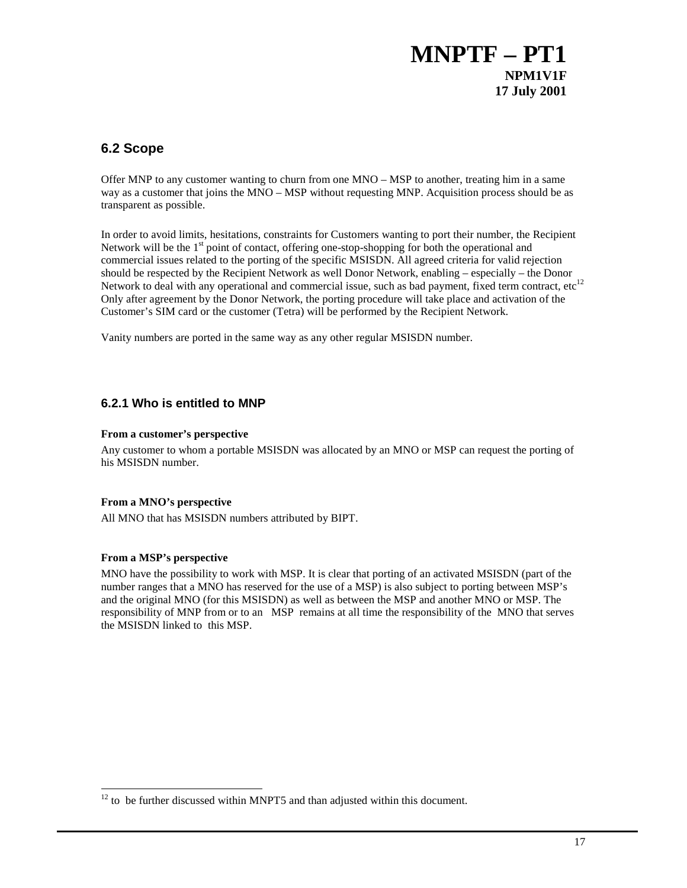## 6.2 Scope

Offer MNP to any customer wanting to churn from one MNO – MSP to another, treating him in a same way as a customer that joins the MNO – MSP without requesting MNP. Acquisition process should be as transparent as possible.

In order to avoid limits, hesitations, constraints for Customers wanting to port their number, the Recipient Network will be the 1st point of contact, offering one-stop-shopping for both the operational and commercial issues related to the porting of the specific MSISDN. All agreed criteria for valid rejection should be respected by the Recipient Network as well Donor Network, enabling – especially – the Donor Network to deal with any operational and commercial issue, such as bad payment, fixed term contract, etc[12] Only after agreement by the Donor Network, the porting procedure will take place and activation of the Customer's SIM card or the customer (Tetra) will be performed by the Recipient Network.

Vanity numbers are ported in the same way as any other regular MSISDN number.

### 6.2.1 Who is entitled to MNP

**From a customer's perspective**

Any customer to whom a portable MSISDN was allocated by an MNO or MSP can request the porting of his MSISDN number.

**From a MNO's perspective**

All MNO that has MSISDN numbers attributed by BIPT.

**From a MSP's perspective**

MNO have the possibility to work with MSP. It is clear that porting of an activated MSISDN (part of the number ranges that a MNO has reserved for the use of a MSP) is also subject to porting between MSP's and the original MNO (for this MSISDN) as well as between the MSP and another MNO or MSP. The responsibility of MNP from or to an MSP remains at all time the responsibility of the MNO that serves the MSISDN linked to this MSP.

[12] to be further discussed within MNPT5 and than adjusted within this document.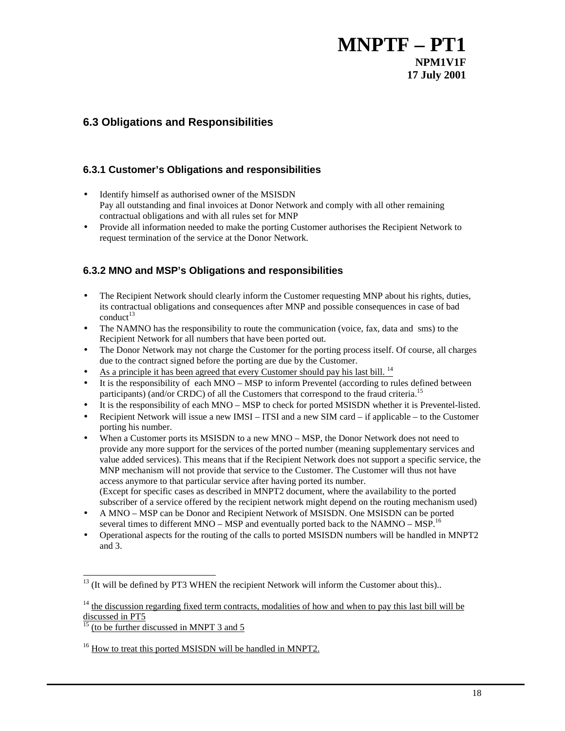## 6.3 Obligations and Responsibilities

### 6.3.1 Customer's Obligations and responsibilities

- Identify himself as authorised owner of the MSISDN
  Pay all outstanding and final invoices at Donor Network and comply with all other remaining contractual obligations and with all rules set for MNP
- Provide all information needed to make the porting Customer authorises the Recipient Network to request termination of the service at the Donor Network.

### 6.3.2 MNO and MSP's Obligations and responsibilities

- The Recipient Network should clearly inform the Customer requesting MNP about his rights, duties, its contractual obligations and consequences after MNP and possible consequences in case of bad conduct[13]
- The NAMNO has the responsibility to route the communication (voice, fax, data and sms) to the Recipient Network for all numbers that have been ported out.
- The Donor Network may not charge the Customer for the porting process itself. Of course, all charges due to the contract signed before the porting are due by the Customer.
- As a principle it has been agreed that every Customer should pay his last bill. [14]
- It is the responsibility of each MNO – MSP to inform Preventel (according to rules defined between participants) (and/or CRDC) of all the Customers that correspond to the fraud criteria.[15]
- It is the responsibility of each MNO – MSP to check for ported MSISDN whether it is Preventel-listed.
- Recipient Network will issue a new IMSI – ITSI and a new SIM card – if applicable – to the Customer porting his number.
- When a Customer ports its MSISDN to a new MNO – MSP, the Donor Network does not need to provide any more support for the services of the ported number (meaning supplementary services and value added services). This means that if the Recipient Network does not support a specific service, the MNP mechanism will not provide that service to the Customer. The Customer will thus not have access anymore to that particular service after having ported its number.
  (Except for specific cases as described in MNPT2 document, where the availability to the ported subscriber of a service offered by the recipient network might depend on the routing mechanism used)
- A MNO – MSP can be Donor and Recipient Network of MSISDN. One MSISDN can be ported several times to different MNO – MSP and eventually ported back to the NAMNO – MSP.[16]
- Operational aspects for the routing of the calls to ported MSISDN numbers will be handled in MNPT2 and 3.

---

[13] (It will be defined by PT3 WHEN the recipient Network will inform the Customer about this)..

[14] the discussion regarding fixed term contracts, modalities of how and when to pay this last bill will be discussed in PT5

[15] (to be further discussed in MNPT 3 and 5

[16] How to treat this ported MSISDN will be handled in MNPT2.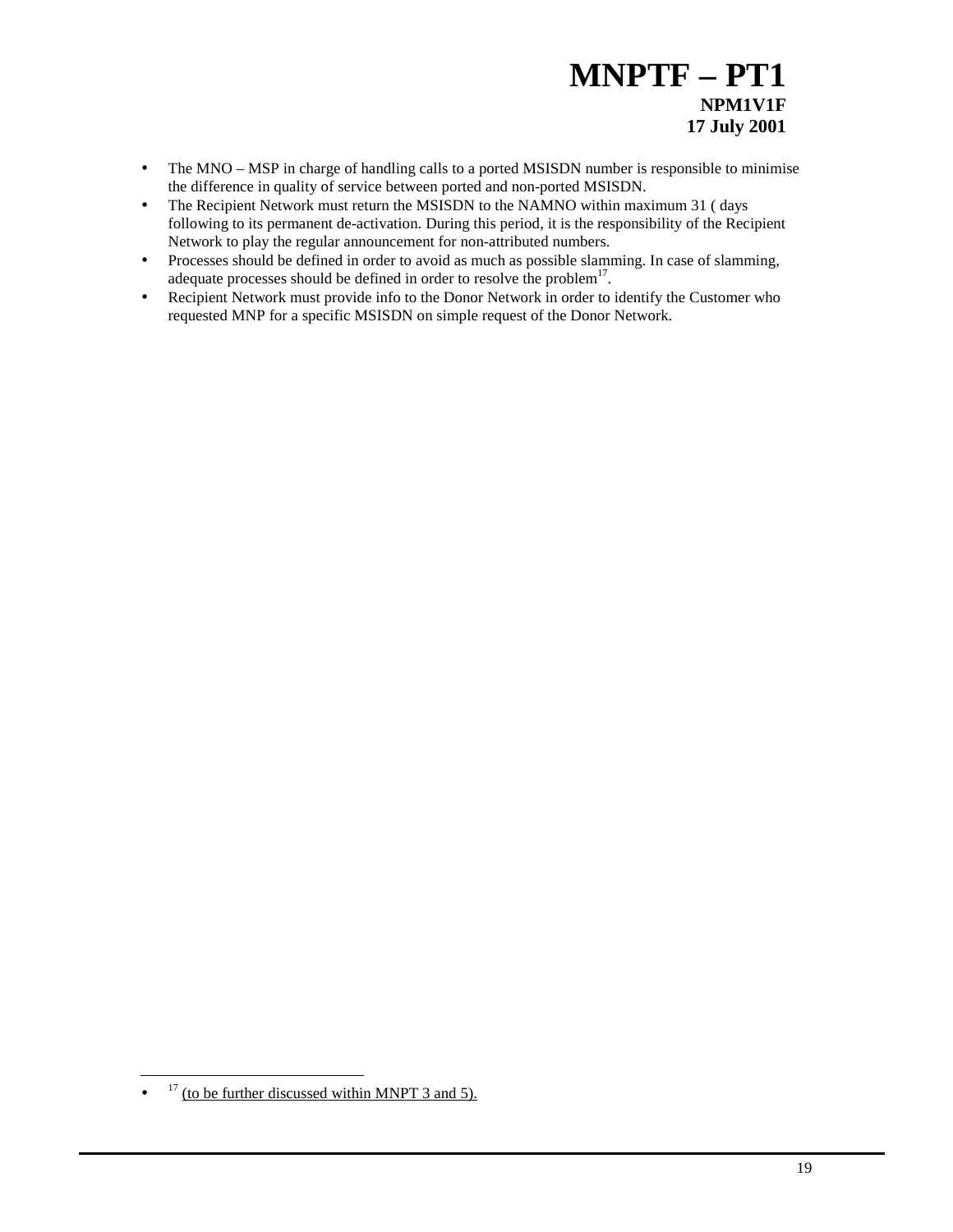- The MNO – MSP in charge of handling calls to a ported MSISDN number is responsible to minimise the difference in quality of service between ported and non-ported MSISDN.
- The Recipient Network must return the MSISDN to the NAMNO within maximum 31 ( days following to its permanent de-activation. During this period, it is the responsibility of the Recipient Network to play the regular announcement for non-attributed numbers.
- Processes should be defined in order to avoid as much as possible slamming. In case of slamming, adequate processes should be defined in order to resolve the problem[17].
- Recipient Network must provide info to the Donor Network in order to identify the Customer who requested MNP for a specific MSISDN on simple request of the Donor Network.

---

- [17] (to be further discussed within MNPT 3 and 5).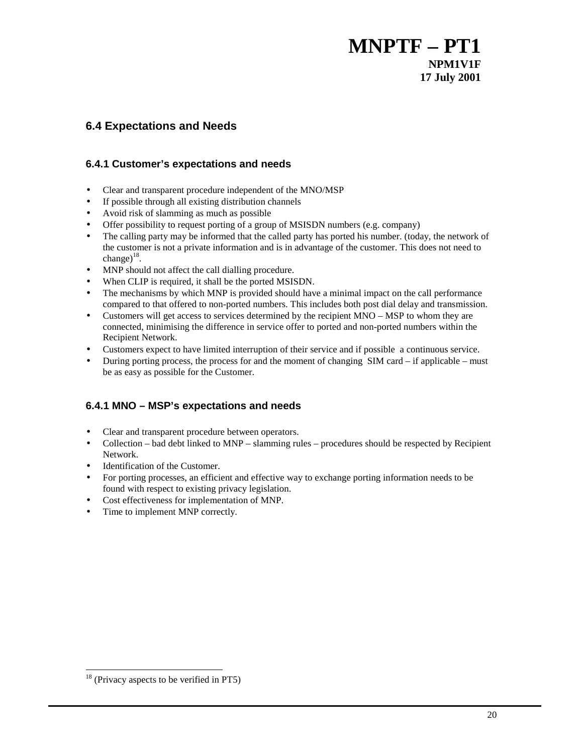## 6.4 Expectations and Needs

### 6.4.1 Customer's expectations and needs

- Clear and transparent procedure independent of the MNO/MSP
- If possible through all existing distribution channels
- Avoid risk of slamming as much as possible
- Offer possibility to request porting of a group of MSISDN numbers (e.g. company)
- The calling party may be informed that the called party has ported his number. (today, the network of the customer is not a private information and is in advantage of the customer. This does not need to change)[18].
- MNP should not affect the call dialling procedure.
- When CLIP is required, it shall be the ported MSISDN.
- The mechanisms by which MNP is provided should have a minimal impact on the call performance compared to that offered to non-ported numbers. This includes both post dial delay and transmission.
- Customers will get access to services determined by the recipient MNO – MSP to whom they are connected, minimising the difference in service offer to ported and non-ported numbers within the Recipient Network.
- Customers expect to have limited interruption of their service and if possible a continuous service.
- During porting process, the process for and the moment of changing SIM card – if applicable – must be as easy as possible for the Customer.

### 6.4.1 MNO – MSP's expectations and needs

- Clear and transparent procedure between operators.
- Collection – bad debt linked to MNP – slamming rules – procedures should be respected by Recipient Network.
- Identification of the Customer.
- For porting processes, an efficient and effective way to exchange porting information needs to be found with respect to existing privacy legislation.
- Cost effectiveness for implementation of MNP.
- Time to implement MNP correctly.

[18] (Privacy aspects to be verified in PT5)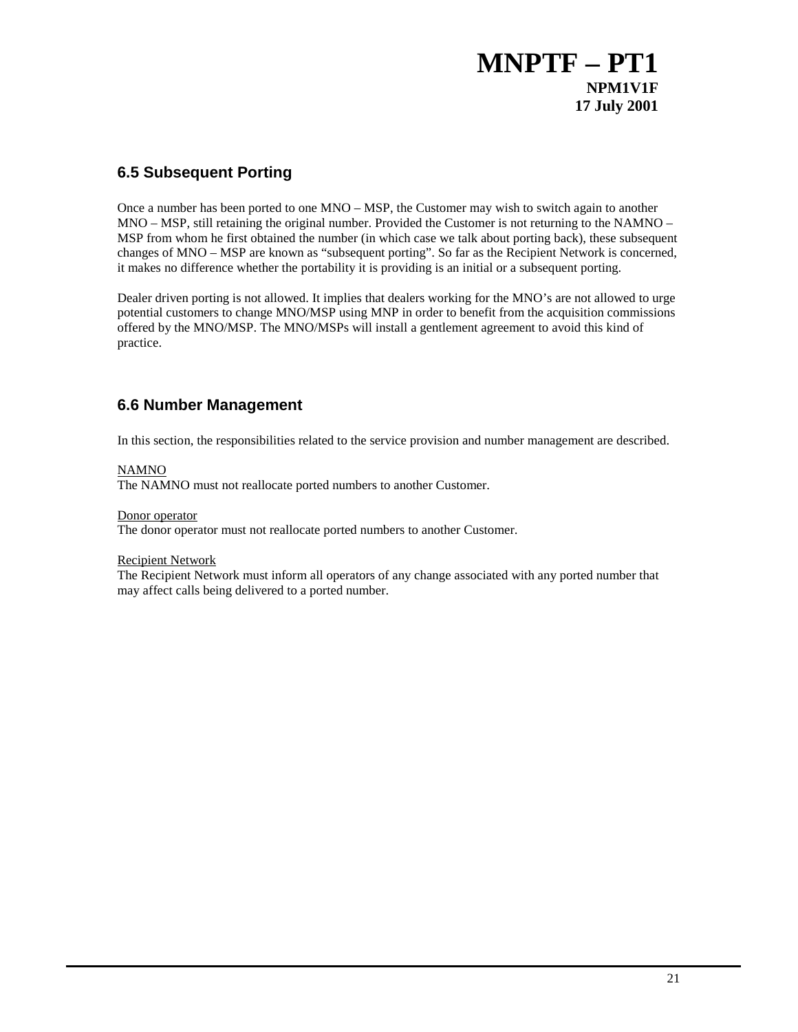## 6.5 Subsequent Porting

Once a number has been ported to one MNO – MSP, the Customer may wish to switch again to another MNO – MSP, still retaining the original number. Provided the Customer is not returning to the NAMNO – MSP from whom he first obtained the number (in which case we talk about porting back), these subsequent changes of MNO – MSP are known as "subsequent porting". So far as the Recipient Network is concerned, it makes no difference whether the portability it is providing is an initial or a subsequent porting.

Dealer driven porting is not allowed. It implies that dealers working for the MNO's are not allowed to urge potential customers to change MNO/MSP using MNP in order to benefit from the acquisition commissions offered by the MNO/MSP. The MNO/MSPs will install a gentlement agreement to avoid this kind of practice.

## 6.6 Number Management

In this section, the responsibilities related to the service provision and number management are described.

<u>NAMNO</u>
The NAMNO must not reallocate ported numbers to another Customer.

<u>Donor operator</u>
The donor operator must not reallocate ported numbers to another Customer.

<u>Recipient Network</u>
The Recipient Network must inform all operators of any change associated with any ported number that may affect calls being delivered to a ported number.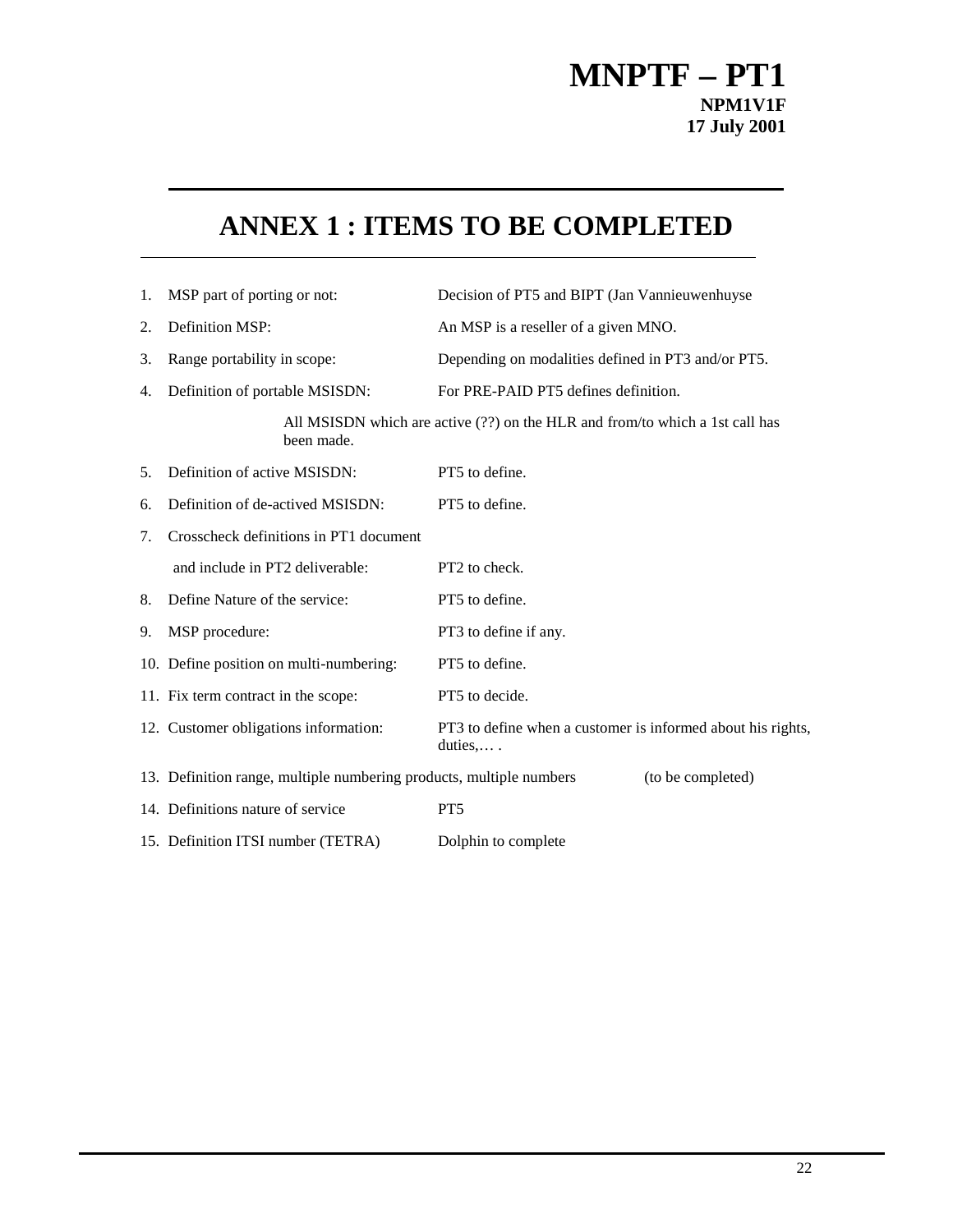# ANNEX 1 : ITEMS TO BE COMPLETED

1. MSP part of porting or not: Decision of PT5 and BIPT (Jan Vannieuwenhuyse
2. Definition MSP: An MSP is a reseller of a given MNO.
3. Range portability in scope: Depending on modalities defined in PT3 and/or PT5.
4. Definition of portable MSISDN: For PRE-PAID PT5 defines definition.

   All MSISDN which are active (??) on the HLR and from/to which a 1st call has been made.
5. Definition of active MSISDN: PT5 to define.
6. Definition of de-actived MSISDN: PT5 to define.
7. Crosscheck definitions in PT1 document

   and include in PT2 deliverable: PT2 to check.
8. Define Nature of the service: PT5 to define.
9. MSP procedure: PT3 to define if any.
10. Define position on multi-numbering: PT5 to define.
11. Fix term contract in the scope: PT5 to decide.
12. Customer obligations information: PT3 to define when a customer is informed about his rights, duties,… .
13. Definition range, multiple numbering products, multiple numbers (to be completed)
14. Definitions nature of service PT5
15. Definition ITSI number (TETRA) Dolphin to complete